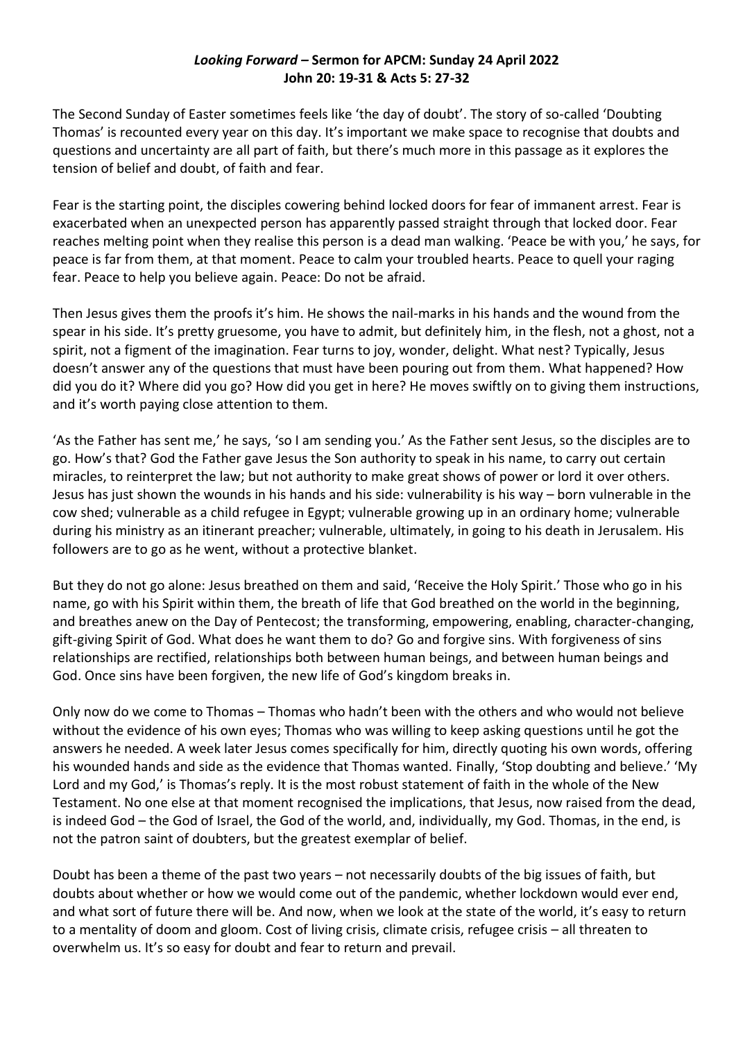**_Looking Forward_ – Sermon for APCM: Sunday 24 April 2022**
**John 20: 19-31 & Acts 5: 27-32**

The Second Sunday of Easter sometimes feels like 'the day of doubt'. The story of so-called 'Doubting Thomas' is recounted every year on this day. It's important we make space to recognise that doubts and questions and uncertainty are all part of faith, but there's much more in this passage as it explores the tension of belief and doubt, of faith and fear.

Fear is the starting point, the disciples cowering behind locked doors for fear of immanent arrest. Fear is exacerbated when an unexpected person has apparently passed straight through that locked door. Fear reaches melting point when they realise this person is a dead man walking. 'Peace be with you,' he says, for peace is far from them, at that moment. Peace to calm your troubled hearts. Peace to quell your raging fear. Peace to help you believe again. Peace: Do not be afraid.

Then Jesus gives them the proofs it's him. He shows the nail-marks in his hands and the wound from the spear in his side. It's pretty gruesome, you have to admit, but definitely him, in the flesh, not a ghost, not a spirit, not a figment of the imagination. Fear turns to joy, wonder, delight. What nest? Typically, Jesus doesn't answer any of the questions that must have been pouring out from them. What happened? How did you do it? Where did you go? How did you get in here? He moves swiftly on to giving them instructions, and it's worth paying close attention to them.

'As the Father has sent me,' he says, 'so I am sending you.' As the Father sent Jesus, so the disciples are to go. How's that? God the Father gave Jesus the Son authority to speak in his name, to carry out certain miracles, to reinterpret the law; but not authority to make great shows of power or lord it over others. Jesus has just shown the wounds in his hands and his side: vulnerability is his way – born vulnerable in the cow shed; vulnerable as a child refugee in Egypt; vulnerable growing up in an ordinary home; vulnerable during his ministry as an itinerant preacher; vulnerable, ultimately, in going to his death in Jerusalem. His followers are to go as he went, without a protective blanket.

But they do not go alone: Jesus breathed on them and said, 'Receive the Holy Spirit.' Those who go in his name, go with his Spirit within them, the breath of life that God breathed on the world in the beginning, and breathes anew on the Day of Pentecost; the transforming, empowering, enabling, character-changing, gift-giving Spirit of God. What does he want them to do? Go and forgive sins. With forgiveness of sins relationships are rectified, relationships both between human beings, and between human beings and God. Once sins have been forgiven, the new life of God's kingdom breaks in.

Only now do we come to Thomas – Thomas who hadn't been with the others and who would not believe without the evidence of his own eyes; Thomas who was willing to keep asking questions until he got the answers he needed. A week later Jesus comes specifically for him, directly quoting his own words, offering his wounded hands and side as the evidence that Thomas wanted. Finally, 'Stop doubting and believe.' 'My Lord and my God,' is Thomas's reply. It is the most robust statement of faith in the whole of the New Testament. No one else at that moment recognised the implications, that Jesus, now raised from the dead, is indeed God – the God of Israel, the God of the world, and, individually, my God. Thomas, in the end, is not the patron saint of doubters, but the greatest exemplar of belief.

Doubt has been a theme of the past two years – not necessarily doubts of the big issues of faith, but doubts about whether or how we would come out of the pandemic, whether lockdown would ever end, and what sort of future there will be. And now, when we look at the state of the world, it's easy to return to a mentality of doom and gloom. Cost of living crisis, climate crisis, refugee crisis – all threaten to overwhelm us. It's so easy for doubt and fear to return and prevail.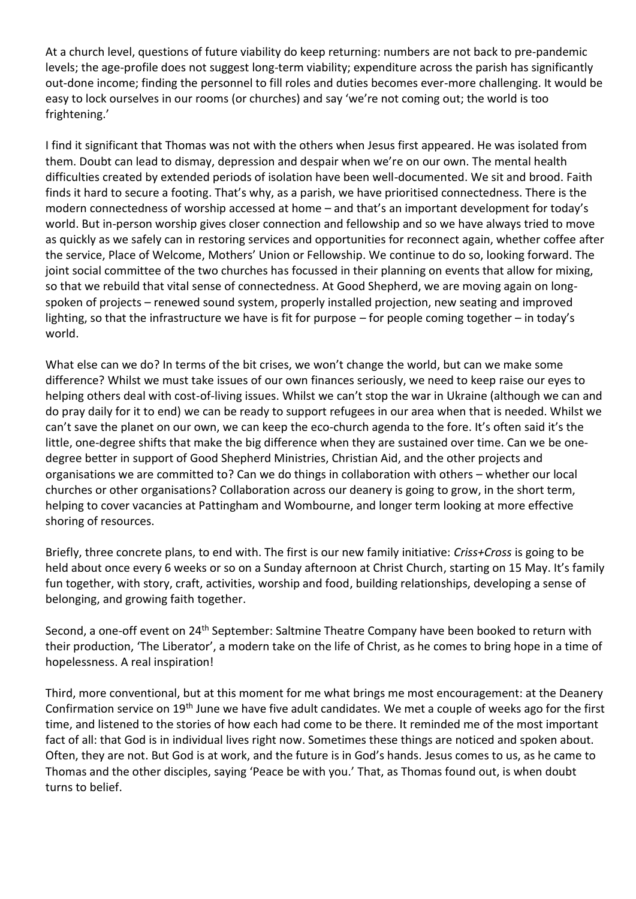At a church level, questions of future viability do keep returning: numbers are not back to pre-pandemic levels; the age-profile does not suggest long-term viability; expenditure across the parish has significantly out-done income; finding the personnel to fill roles and duties becomes ever-more challenging. It would be easy to lock ourselves in our rooms (or churches) and say 'we're not coming out; the world is too frightening.'

I find it significant that Thomas was not with the others when Jesus first appeared. He was isolated from them. Doubt can lead to dismay, depression and despair when we're on our own. The mental health difficulties created by extended periods of isolation have been well-documented. We sit and brood. Faith finds it hard to secure a footing. That's why, as a parish, we have prioritised connectedness. There is the modern connectedness of worship accessed at home – and that's an important development for today's world. But in-person worship gives closer connection and fellowship and so we have always tried to move as quickly as we safely can in restoring services and opportunities for reconnect again, whether coffee after the service, Place of Welcome, Mothers' Union or Fellowship. We continue to do so, looking forward. The joint social committee of the two churches has focussed in their planning on events that allow for mixing, so that we rebuild that vital sense of connectedness. At Good Shepherd, we are moving again on long-spoken of projects – renewed sound system, properly installed projection, new seating and improved lighting, so that the infrastructure we have is fit for purpose – for people coming together – in today's world.

What else can we do? In terms of the bit crises, we won't change the world, but can we make some difference? Whilst we must take issues of our own finances seriously, we need to keep raise our eyes to helping others deal with cost-of-living issues. Whilst we can't stop the war in Ukraine (although we can and do pray daily for it to end) we can be ready to support refugees in our area when that is needed. Whilst we can't save the planet on our own, we can keep the eco-church agenda to the fore. It's often said it's the little, one-degree shifts that make the big difference when they are sustained over time. Can we be one-degree better in support of Good Shepherd Ministries, Christian Aid, and the other projects and organisations we are committed to? Can we do things in collaboration with others – whether our local churches or other organisations? Collaboration across our deanery is going to grow, in the short term, helping to cover vacancies at Pattingham and Wombourne, and longer term looking at more effective shoring of resources.

Briefly, three concrete plans, to end with. The first is our new family initiative: *Criss+Cross* is going to be held about once every 6 weeks or so on a Sunday afternoon at Christ Church, starting on 15 May. It's family fun together, with story, craft, activities, worship and food, building relationships, developing a sense of belonging, and growing faith together.

Second, a one-off event on 24th September: Saltmine Theatre Company have been booked to return with their production, 'The Liberator', a modern take on the life of Christ, as he comes to bring hope in a time of hopelessness. A real inspiration!

Third, more conventional, but at this moment for me what brings me most encouragement: at the Deanery Confirmation service on 19th June we have five adult candidates. We met a couple of weeks ago for the first time, and listened to the stories of how each had come to be there. It reminded me of the most important fact of all: that God is in individual lives right now. Sometimes these things are noticed and spoken about. Often, they are not. But God is at work, and the future is in God's hands. Jesus comes to us, as he came to Thomas and the other disciples, saying 'Peace be with you.' That, as Thomas found out, is when doubt turns to belief.